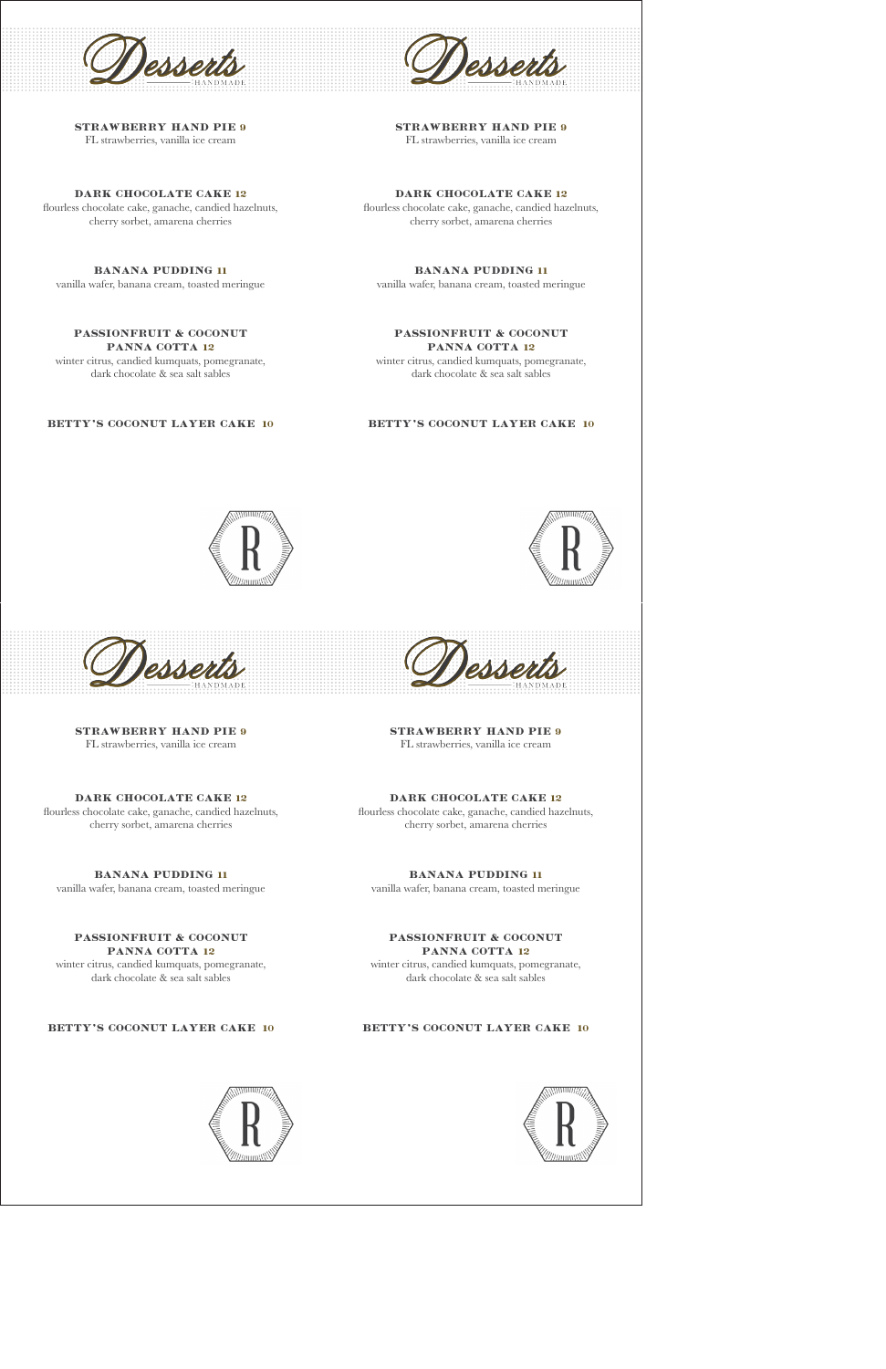# Desserts

HANDMADE

**STRAWBERRY HAND PIE 9**
FL strawberries, vanilla ice cream

**DARK CHOCOLATE CAKE 12**
flourless chocolate cake, ganache, candied hazelnuts, cherry sorbet, amarena cherries

**BANANA PUDDING 11**
vanilla wafer, banana cream, toasted meringue

**PASSIONFRUIT & COCONUT PANNA COTTA 12**
winter citrus, candied kumquats, pomegranate, dark chocolate & sea salt sables

**BETTY'S COCONUT LAYER CAKE 10**

R

# Desserts

HANDMADE

**STRAWBERRY HAND PIE 9**
FL strawberries, vanilla ice cream

**DARK CHOCOLATE CAKE 12**
flourless chocolate cake, ganache, candied hazelnuts, cherry sorbet, amarena cherries

**BANANA PUDDING 11**
vanilla wafer, banana cream, toasted meringue

**PASSIONFRUIT & COCONUT PANNA COTTA 12**
winter citrus, candied kumquats, pomegranate, dark chocolate & sea salt sables

**BETTY'S COCONUT LAYER CAKE 10**

R

# Desserts

HANDMADE

**STRAWBERRY HAND PIE 9**
FL strawberries, vanilla ice cream

**DARK CHOCOLATE CAKE 12**
flourless chocolate cake, ganache, candied hazelnuts, cherry sorbet, amarena cherries

**BANANA PUDDING 11**
vanilla wafer, banana cream, toasted meringue

**PASSIONFRUIT & COCONUT PANNA COTTA 12**
winter citrus, candied kumquats, pomegranate, dark chocolate & sea salt sables

**BETTY'S COCONUT LAYER CAKE 10**

R

# Desserts

HANDMADE

**STRAWBERRY HAND PIE 9**
FL strawberries, vanilla ice cream

**DARK CHOCOLATE CAKE 12**
flourless chocolate cake, ganache, candied hazelnuts, cherry sorbet, amarena cherries

**BANANA PUDDING 11**
vanilla wafer, banana cream, toasted meringue

**PASSIONFRUIT & COCONUT PANNA COTTA 12**
winter citrus, candied kumquats, pomegranate, dark chocolate & sea salt sables

**BETTY'S COCONUT LAYER CAKE 10**

R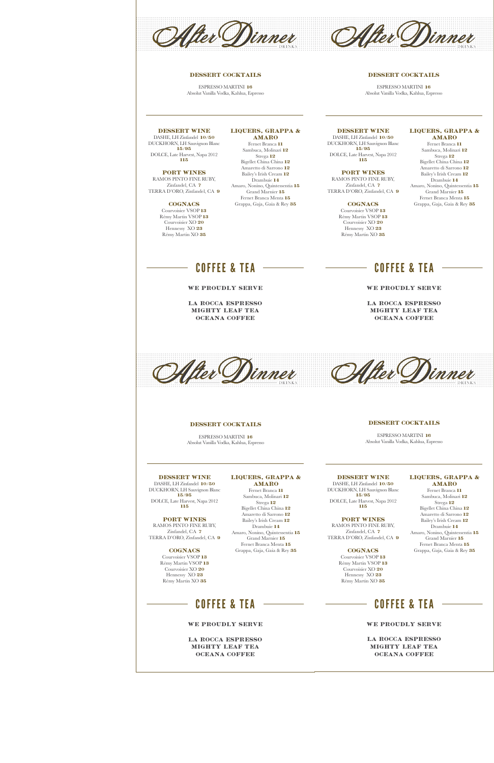# After Dinner
DRINKS

## DESSERT COCKTAILS

ESPRESSO MARTINI **16**
Absolut Vanilla Vodka, Kahlua, Espresso

### DESSERT WINE

DASHE, LH Zinfandel **10/50**
DUCKHORN, LH Sauvignon Blanc **15/95**
DOLCE, Late Harvest, Napa 2012 **115**

### PORT WINES

RAMOS PINTO FINE RUBY, Zinfandel, CA **7**
TERRA D'ORO, Zinfandel, CA **9**

### COGNACS

Courvoisier VSOP **13**
Rémy Martin VSOP **13**
Courvoisier XO **20**
Hennessy XO **23**
Rémy Martin XO **35**

### LIQUERS, GRAPPA & AMARO

Fernet Branca **11**
Sambuca, Molinari **12**
Strega **12**
Bigellet China China **12**
Amaretto di Sarrono **12**
Bailey's Irish Cream **12**
Drambuie **14**
Amaro, Nonino, Quintessentia **15**
Grand Marnier **15**
Fernet Branca Menta **15**
Grappa, Gaja, Gaia & Rey **35**

## COFFEE & TEA

**WE PROUDLY SERVE**

**LA ROCCA ESPRESSO**
**MIGHTY LEAF TEA**
**OCEANA COFFEE**

# After Dinner
DRINKS

## DESSERT COCKTAILS

ESPRESSO MARTINI **16**
Absolut Vanilla Vodka, Kahlua, Espresso

### DESSERT WINE

DASHE, LH Zinfandel **10/50**
DUCKHORN, LH Sauvignon Blanc **15/95**
DOLCE, Late Harvest, Napa 2012 **115**

### PORT WINES

RAMOS PINTO FINE RUBY, Zinfandel, CA **7**
TERRA D'ORO, Zinfandel, CA **9**

### COGNACS

Courvoisier VSOP **13**
Rémy Martin VSOP **13**
Courvoisier XO **20**
Hennessy XO **23**
Rémy Martin XO **35**

### LIQUERS, GRAPPA & AMARO

Fernet Branca **11**
Sambuca, Molinari **12**
Strega **12**
Bigellet China China **12**
Amaretto di Sarrono **12**
Bailey's Irish Cream **12**
Drambuie **14**
Amaro, Nonino, Quintessentia **15**
Grand Marnier **15**
Fernet Branca Menta **15**
Grappa, Gaja, Gaia & Rey **35**

## COFFEE & TEA

**WE PROUDLY SERVE**

**LA ROCCA ESPRESSO**
**MIGHTY LEAF TEA**
**OCEANA COFFEE**

# After Dinner
DRINKS

## DESSERT COCKTAILS

ESPRESSO MARTINI **16**
Absolut Vanilla Vodka, Kahlua, Espresso

### DESSERT WINE

DASHE, LH Zinfandel **10/50**
DUCKHORN, LH Sauvignon Blanc **15/95**
DOLCE, Late Harvest, Napa 2012 **115**

### PORT WINES

RAMOS PINTO FINE RUBY, Zinfandel, CA **7**
TERRA D'ORO, Zinfandel, CA **9**

### COGNACS

Courvoisier VSOP **13**
Rémy Martin VSOP **13**
Courvoisier XO **20**
Hennessy XO **23**
Rémy Martin XO **35**

### LIQUERS, GRAPPA & AMARO

Fernet Branca **11**
Sambuca, Molinari **12**
Strega **12**
Bigellet China China **12**
Amaretto di Sarrono **12**
Bailey's Irish Cream **12**
Drambuie **14**
Amaro, Nonino, Quintessentia **15**
Grand Marnier **15**
Fernet Branca Menta **15**
Grappa, Gaja, Gaia & Rey **35**

## COFFEE & TEA

**WE PROUDLY SERVE**

**LA ROCCA ESPRESSO**
**MIGHTY LEAF TEA**
**OCEANA COFFEE**

# After Dinner
DRINKS

## DESSERT COCKTAILS

ESPRESSO MARTINI **16**
Absolut Vanilla Vodka, Kahlua, Espresso

### DESSERT WINE

DASHE, LH Zinfandel **10/50**
DUCKHORN, LH Sauvignon Blanc **15/95**
DOLCE, Late Harvest, Napa 2012 **115**

### PORT WINES

RAMOS PINTO FINE RUBY, Zinfandel, CA **7**
TERRA D'ORO, Zinfandel, CA **9**

### COGNACS

Courvoisier VSOP **13**
Rémy Martin VSOP **13**
Courvoisier XO **20**
Hennessy XO **23**
Rémy Martin XO **35**

### LIQUERS, GRAPPA & AMARO

Fernet Branca **11**
Sambuca, Molinari **12**
Strega **12**
Bigellet China China **12**
Amaretto di Sarrono **12**
Bailey's Irish Cream **12**
Drambuie **14**
Amaro, Nonino, Quintessentia **15**
Grand Marnier **15**
Fernet Branca Menta **15**
Grappa, Gaja, Gaia & Rey **35**

## COFFEE & TEA

**WE PROUDLY SERVE**

**LA ROCCA ESPRESSO**
**MIGHTY LEAF TEA**
**OCEANA COFFEE**